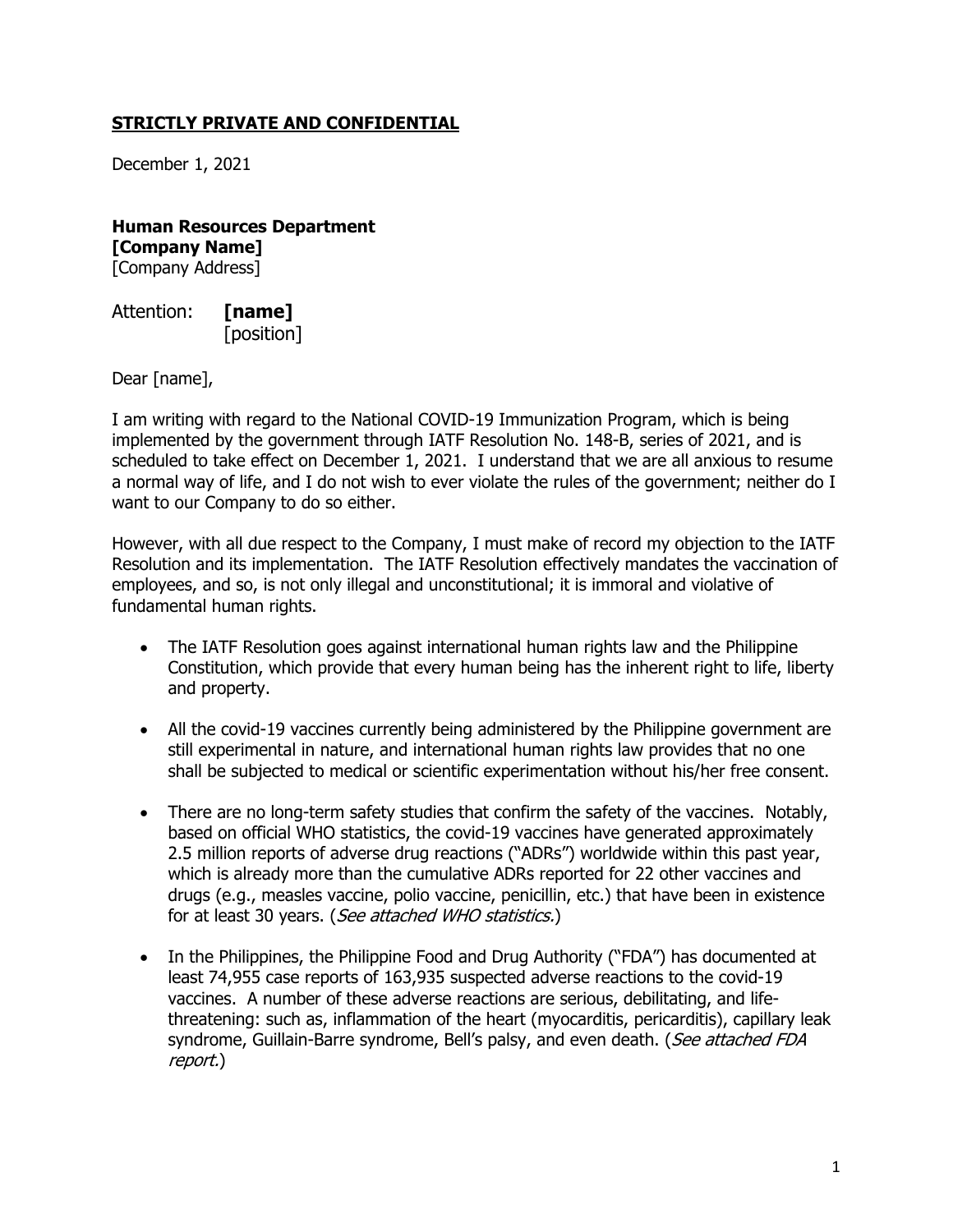**STRICTLY PRIVATE AND CONFIDENTIAL**

December 1, 2021

**Human Resources Department**
**[Company Name]**
[Company Address]

Attention: **[name]**
[position]

Dear [name],

I am writing with regard to the National COVID-19 Immunization Program, which is being implemented by the government through IATF Resolution No. 148-B, series of 2021, and is scheduled to take effect on December 1, 2021. I understand that we are all anxious to resume a normal way of life, and I do not wish to ever violate the rules of the government; neither do I want to our Company to do so either.

However, with all due respect to the Company, I must make of record my objection to the IATF Resolution and its implementation. The IATF Resolution effectively mandates the vaccination of employees, and so, is not only illegal and unconstitutional; it is immoral and violative of fundamental human rights.

- The IATF Resolution goes against international human rights law and the Philippine Constitution, which provide that every human being has the inherent right to life, liberty and property.

- All the covid-19 vaccines currently being administered by the Philippine government are still experimental in nature, and international human rights law provides that no one shall be subjected to medical or scientific experimentation without his/her free consent.

- There are no long-term safety studies that confirm the safety of the vaccines. Notably, based on official WHO statistics, the covid-19 vaccines have generated approximately 2.5 million reports of adverse drug reactions ("ADRs") worldwide within this past year, which is already more than the cumulative ADRs reported for 22 other vaccines and drugs (e.g., measles vaccine, polio vaccine, penicillin, etc.) that have been in existence for at least 30 years. (*See attached WHO statistics.*)

- In the Philippines, the Philippine Food and Drug Authority ("FDA") has documented at least 74,955 case reports of 163,935 suspected adverse reactions to the covid-19 vaccines. A number of these adverse reactions are serious, debilitating, and life-threatening: such as, inflammation of the heart (myocarditis, pericarditis), capillary leak syndrome, Guillain-Barre syndrome, Bell's palsy, and even death. (*See attached FDA report.*)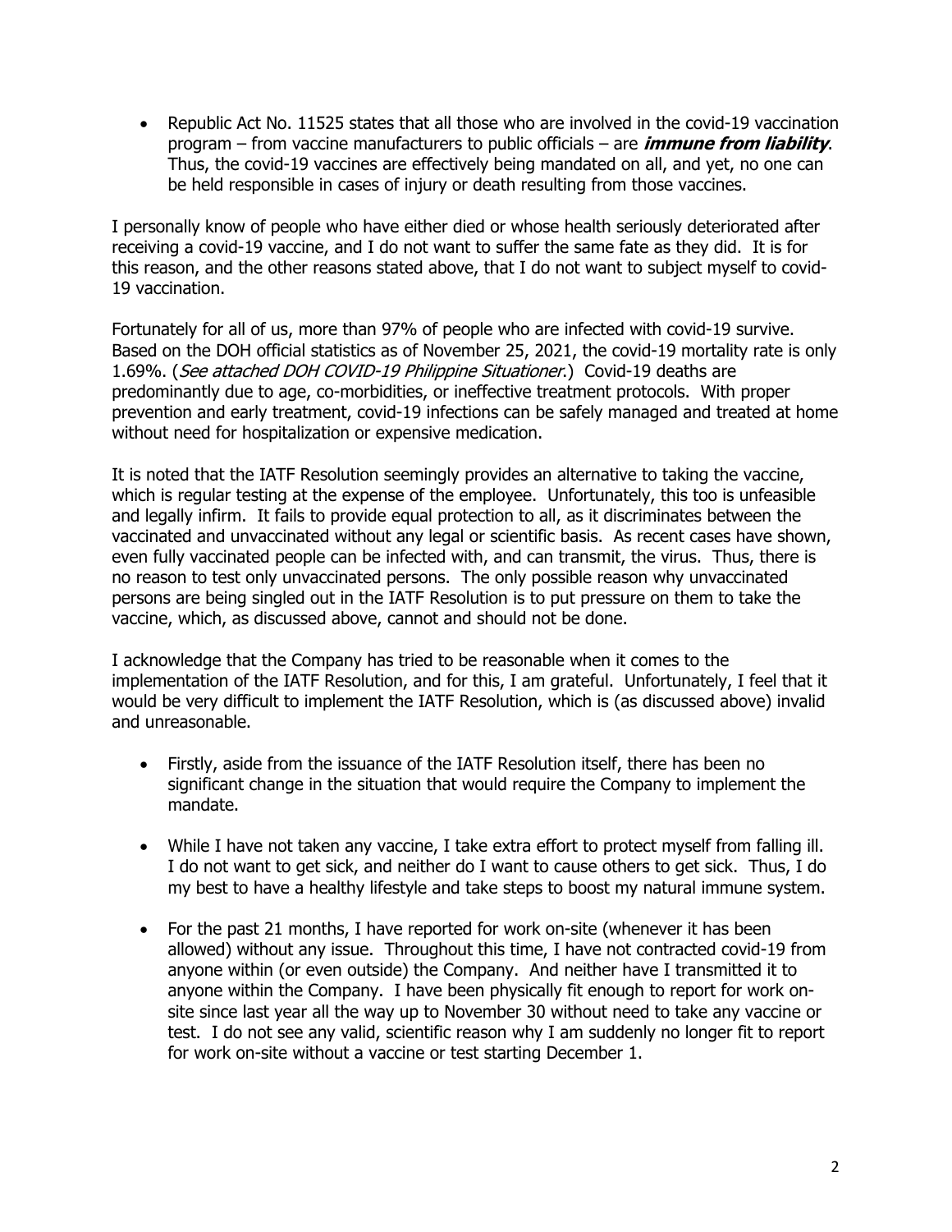- Republic Act No. 11525 states that all those who are involved in the covid-19 vaccination program – from vaccine manufacturers to public officials – are ***immune from liability***. Thus, the covid-19 vaccines are effectively being mandated on all, and yet, no one can be held responsible in cases of injury or death resulting from those vaccines.

I personally know of people who have either died or whose health seriously deteriorated after receiving a covid-19 vaccine, and I do not want to suffer the same fate as they did. It is for this reason, and the other reasons stated above, that I do not want to subject myself to covid-19 vaccination.

Fortunately for all of us, more than 97% of people who are infected with covid-19 survive. Based on the DOH official statistics as of November 25, 2021, the covid-19 mortality rate is only 1.69%. (*See attached DOH COVID-19 Philippine Situationer.*) Covid-19 deaths are predominantly due to age, co-morbidities, or ineffective treatment protocols. With proper prevention and early treatment, covid-19 infections can be safely managed and treated at home without need for hospitalization or expensive medication.

It is noted that the IATF Resolution seemingly provides an alternative to taking the vaccine, which is regular testing at the expense of the employee. Unfortunately, this too is unfeasible and legally infirm. It fails to provide equal protection to all, as it discriminates between the vaccinated and unvaccinated without any legal or scientific basis. As recent cases have shown, even fully vaccinated people can be infected with, and can transmit, the virus. Thus, there is no reason to test only unvaccinated persons. The only possible reason why unvaccinated persons are being singled out in the IATF Resolution is to put pressure on them to take the vaccine, which, as discussed above, cannot and should not be done.

I acknowledge that the Company has tried to be reasonable when it comes to the implementation of the IATF Resolution, and for this, I am grateful. Unfortunately, I feel that it would be very difficult to implement the IATF Resolution, which is (as discussed above) invalid and unreasonable.

- Firstly, aside from the issuance of the IATF Resolution itself, there has been no significant change in the situation that would require the Company to implement the mandate.

- While I have not taken any vaccine, I take extra effort to protect myself from falling ill. I do not want to get sick, and neither do I want to cause others to get sick. Thus, I do my best to have a healthy lifestyle and take steps to boost my natural immune system.

- For the past 21 months, I have reported for work on-site (whenever it has been allowed) without any issue. Throughout this time, I have not contracted covid-19 from anyone within (or even outside) the Company. And neither have I transmitted it to anyone within the Company. I have been physically fit enough to report for work on-site since last year all the way up to November 30 without need to take any vaccine or test. I do not see any valid, scientific reason why I am suddenly no longer fit to report for work on-site without a vaccine or test starting December 1.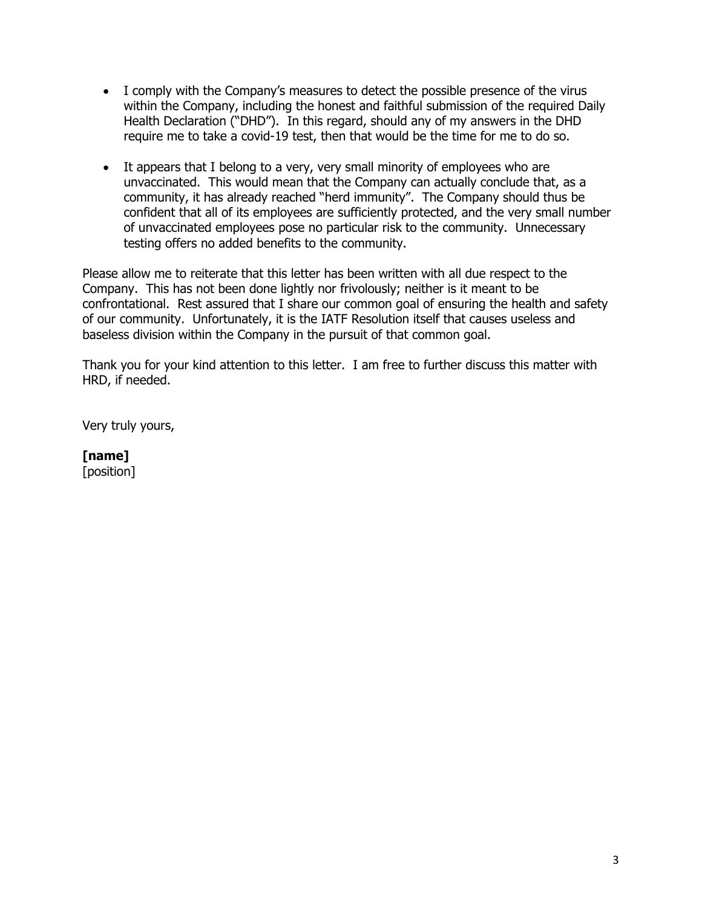- I comply with the Company's measures to detect the possible presence of the virus within the Company, including the honest and faithful submission of the required Daily Health Declaration ("DHD"). In this regard, should any of my answers in the DHD require me to take a covid-19 test, then that would be the time for me to do so.

- It appears that I belong to a very, very small minority of employees who are unvaccinated. This would mean that the Company can actually conclude that, as a community, it has already reached "herd immunity". The Company should thus be confident that all of its employees are sufficiently protected, and the very small number of unvaccinated employees pose no particular risk to the community. Unnecessary testing offers no added benefits to the community.

Please allow me to reiterate that this letter has been written with all due respect to the Company. This has not been done lightly nor frivolously; neither is it meant to be confrontational. Rest assured that I share our common goal of ensuring the health and safety of our community. Unfortunately, it is the IATF Resolution itself that causes useless and baseless division within the Company in the pursuit of that common goal.

Thank you for your kind attention to this letter. I am free to further discuss this matter with HRD, if needed.

Very truly yours,

**[name]**
[position]